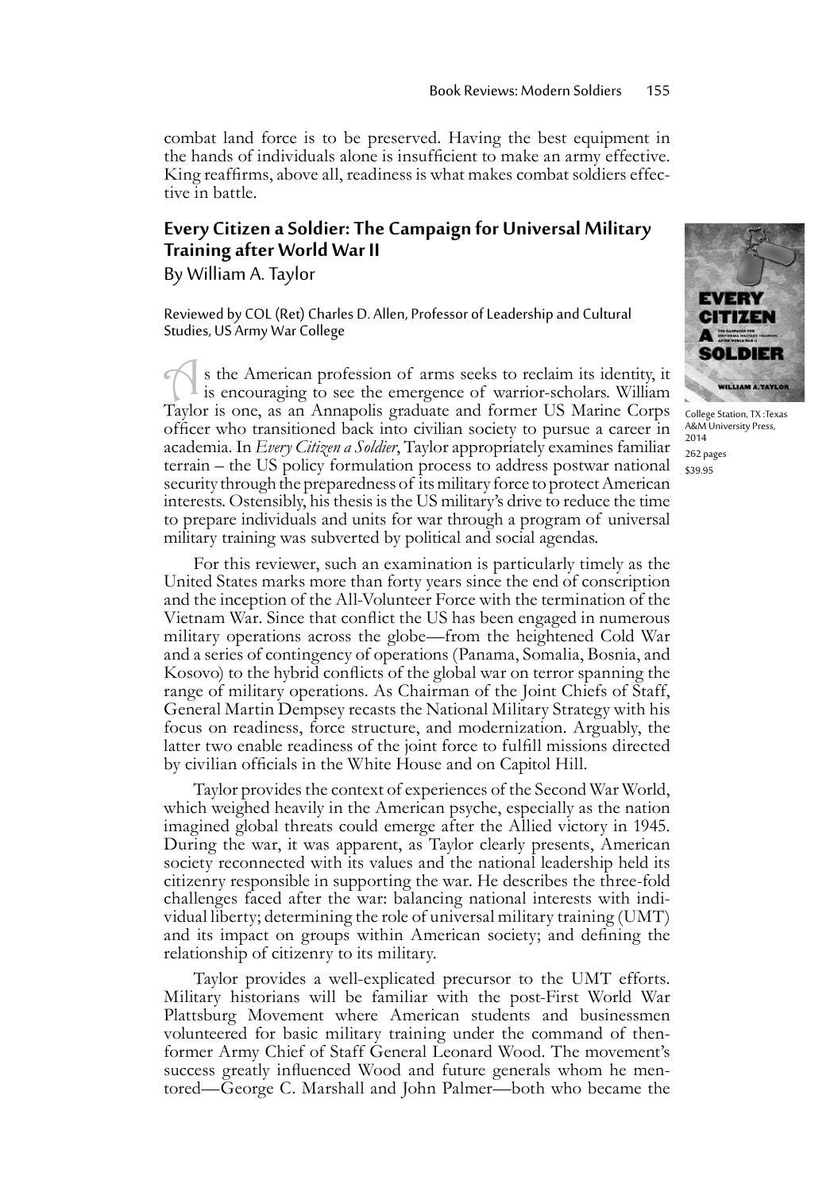combat land force is to be preserved. Having the best equipment in the hands of individuals alone is insufficient to make an army effective. King reaffirms, above all, readiness is what makes combat soldiers effective in battle.

## Every Citizen a Soldier: The Campaign for Universal Military Training after World War II

By William A. Taylor

Reviewed by COL (Ret) Charles D. Allen, Professor of Leadership and Cultural Studies, US Army War College

College Station, TX :Texas A&M University Press, 2014
262 pages
$39.95

As the American profession of arms seeks to reclaim its identity, it is encouraging to see the emergence of warrior-scholars. William Taylor is one, as an Annapolis graduate and former US Marine Corps officer who transitioned back into civilian society to pursue a career in academia. In *Every Citizen a Soldier*, Taylor appropriately examines familiar terrain – the US policy formulation process to address postwar national security through the preparedness of its military force to protect American interests. Ostensibly, his thesis is the US military's drive to reduce the time to prepare individuals and units for war through a program of universal military training was subverted by political and social agendas.

For this reviewer, such an examination is particularly timely as the United States marks more than forty years since the end of conscription and the inception of the All-Volunteer Force with the termination of the Vietnam War. Since that conflict the US has been engaged in numerous military operations across the globe—from the heightened Cold War and a series of contingency of operations (Panama, Somalia, Bosnia, and Kosovo) to the hybrid conflicts of the global war on terror spanning the range of military operations. As Chairman of the Joint Chiefs of Staff, General Martin Dempsey recasts the National Military Strategy with his focus on readiness, force structure, and modernization. Arguably, the latter two enable readiness of the joint force to fulfill missions directed by civilian officials in the White House and on Capitol Hill.

Taylor provides the context of experiences of the Second War World, which weighed heavily in the American psyche, especially as the nation imagined global threats could emerge after the Allied victory in 1945. During the war, it was apparent, as Taylor clearly presents, American society reconnected with its values and the national leadership held its citizenry responsible in supporting the war. He describes the three-fold challenges faced after the war: balancing national interests with individual liberty; determining the role of universal military training (UMT) and its impact on groups within American society; and defining the relationship of citizenry to its military.

Taylor provides a well-explicated precursor to the UMT efforts. Military historians will be familiar with the post-First World War Plattsburg Movement where American students and businessmen volunteered for basic military training under the command of then-former Army Chief of Staff General Leonard Wood. The movement's success greatly influenced Wood and future generals whom he mentored—George C. Marshall and John Palmer—both who became the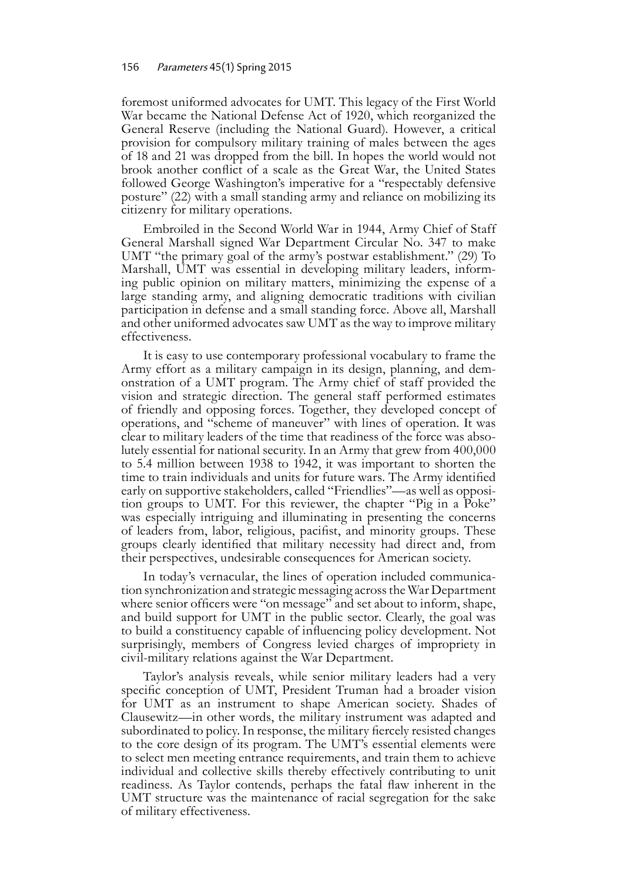foremost uniformed advocates for UMT. This legacy of the First World War became the National Defense Act of 1920, which reorganized the General Reserve (including the National Guard). However, a critical provision for compulsory military training of males between the ages of 18 and 21 was dropped from the bill. In hopes the world would not brook another conflict of a scale as the Great War, the United States followed George Washington's imperative for a "respectably defensive posture" (22) with a small standing army and reliance on mobilizing its citizenry for military operations.

Embroiled in the Second World War in 1944, Army Chief of Staff General Marshall signed War Department Circular No. 347 to make UMT "the primary goal of the army's postwar establishment." (29) To Marshall, UMT was essential in developing military leaders, informing public opinion on military matters, minimizing the expense of a large standing army, and aligning democratic traditions with civilian participation in defense and a small standing force. Above all, Marshall and other uniformed advocates saw UMT as the way to improve military effectiveness.

It is easy to use contemporary professional vocabulary to frame the Army effort as a military campaign in its design, planning, and demonstration of a UMT program. The Army chief of staff provided the vision and strategic direction. The general staff performed estimates of friendly and opposing forces. Together, they developed concept of operations, and "scheme of maneuver" with lines of operation. It was clear to military leaders of the time that readiness of the force was absolutely essential for national security. In an Army that grew from 400,000 to 5.4 million between 1938 to 1942, it was important to shorten the time to train individuals and units for future wars. The Army identified early on supportive stakeholders, called "Friendlies"—as well as opposition groups to UMT. For this reviewer, the chapter "Pig in a Poke" was especially intriguing and illuminating in presenting the concerns of leaders from, labor, religious, pacifist, and minority groups. These groups clearly identified that military necessity had direct and, from their perspectives, undesirable consequences for American society.

In today's vernacular, the lines of operation included communication synchronization and strategic messaging across the War Department where senior officers were "on message" and set about to inform, shape, and build support for UMT in the public sector. Clearly, the goal was to build a constituency capable of influencing policy development. Not surprisingly, members of Congress levied charges of impropriety in civil-military relations against the War Department.

Taylor's analysis reveals, while senior military leaders had a very specific conception of UMT, President Truman had a broader vision for UMT as an instrument to shape American society. Shades of Clausewitz—in other words, the military instrument was adapted and subordinated to policy. In response, the military fiercely resisted changes to the core design of its program. The UMT's essential elements were to select men meeting entrance requirements, and train them to achieve individual and collective skills thereby effectively contributing to unit readiness. As Taylor contends, perhaps the fatal flaw inherent in the UMT structure was the maintenance of racial segregation for the sake of military effectiveness.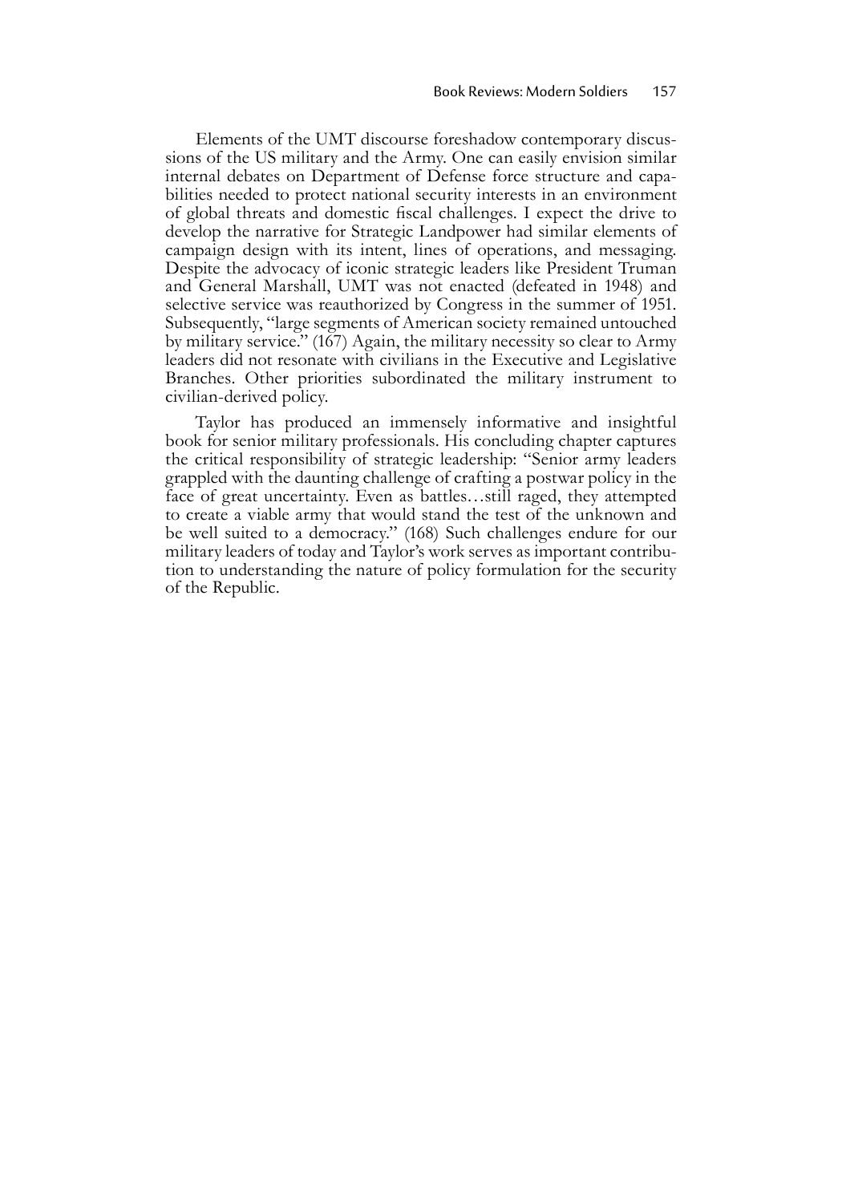Elements of the UMT discourse foreshadow contemporary discussions of the US military and the Army. One can easily envision similar internal debates on Department of Defense force structure and capabilities needed to protect national security interests in an environment of global threats and domestic fiscal challenges. I expect the drive to develop the narrative for Strategic Landpower had similar elements of campaign design with its intent, lines of operations, and messaging. Despite the advocacy of iconic strategic leaders like President Truman and General Marshall, UMT was not enacted (defeated in 1948) and selective service was reauthorized by Congress in the summer of 1951. Subsequently, "large segments of American society remained untouched by military service." (167) Again, the military necessity so clear to Army leaders did not resonate with civilians in the Executive and Legislative Branches. Other priorities subordinated the military instrument to civilian-derived policy.

Taylor has produced an immensely informative and insightful book for senior military professionals. His concluding chapter captures the critical responsibility of strategic leadership: "Senior army leaders grappled with the daunting challenge of crafting a postwar policy in the face of great uncertainty. Even as battles…still raged, they attempted to create a viable army that would stand the test of the unknown and be well suited to a democracy." (168) Such challenges endure for our military leaders of today and Taylor's work serves as important contribution to understanding the nature of policy formulation for the security of the Republic.